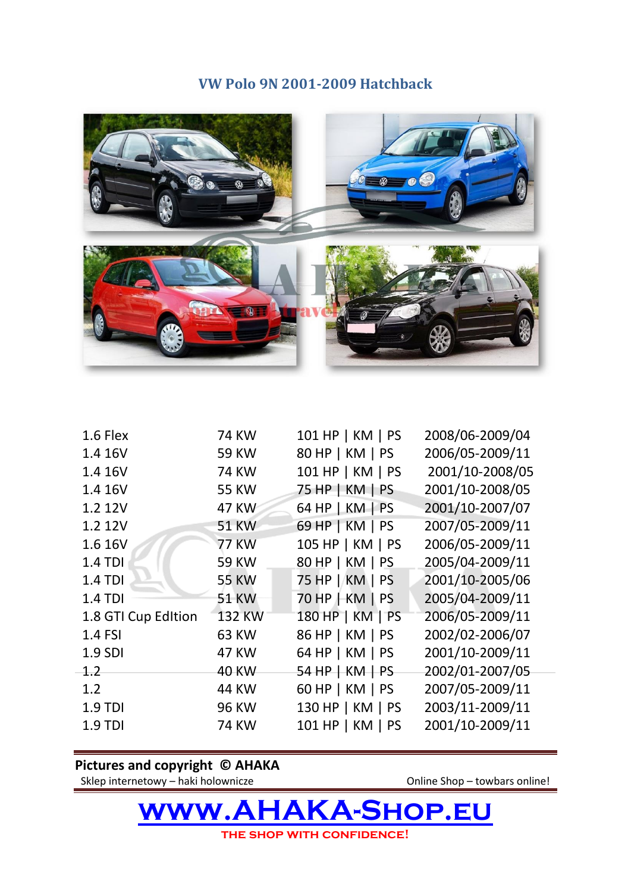# VW Polo 9N 2001-2009 Hatchback

| | | | |
|---|---|---|---|
| 1.6 Flex | 74 KW | 101 HP \| KM \| PS | 2008/06-2009/04 |
| 1.4 16V | 59 KW | 80 HP \| KM \| PS | 2006/05-2009/11 |
| 1.4 16V | 74 KW | 101 HP \| KM \| PS | 2001/10-2008/05 |
| 1.4 16V | 55 KW | 75 HP \| KM \| PS | 2001/10-2008/05 |
| 1.2 12V | 47 KW | 64 HP \| KM \| PS | 2001/10-2007/07 |
| 1.2 12V | 51 KW | 69 HP \| KM \| PS | 2007/05-2009/11 |
| 1.6 16V | 77 KW | 105 HP \| KM \| PS | 2006/05-2009/11 |
| 1.4 TDI | 59 KW | 80 HP \| KM \| PS | 2005/04-2009/11 |
| 1.4 TDI | 55 KW | 75 HP \| KM \| PS | 2001/10-2005/06 |
| 1.4 TDI | 51 KW | 70 HP \| KM \| PS | 2005/04-2009/11 |
| 1.8 GTI Cup EdItion | 132 KW | 180 HP \| KM \| PS | 2006/05-2009/11 |
| 1.4 FSI | 63 KW | 86 HP \| KM \| PS | 2002/02-2006/07 |
| 1.9 SDI | 47 KW | 64 HP \| KM \| PS | 2001/10-2009/11 |
| 1.2 | 40 KW | 54 HP \| KM \| PS | 2002/01-2007/05 |
| 1.2 | 44 KW | 60 HP \| KM \| PS | 2007/05-2009/11 |
| 1.9 TDI | 96 KW | 130 HP \| KM \| PS | 2003/11-2009/11 |
| 1.9 TDI | 74 KW | 101 HP \| KM \| PS | 2001/10-2009/11 |

**Pictures and copyright © AHAKA**

Sklep internetowy – haki holownicze

Online Shop – towbars online!

**[www.AHAKA-Shop.eu](http://www.AHAKA-Shop.eu)**

**THE SHOP WITH CONFIDENCE!**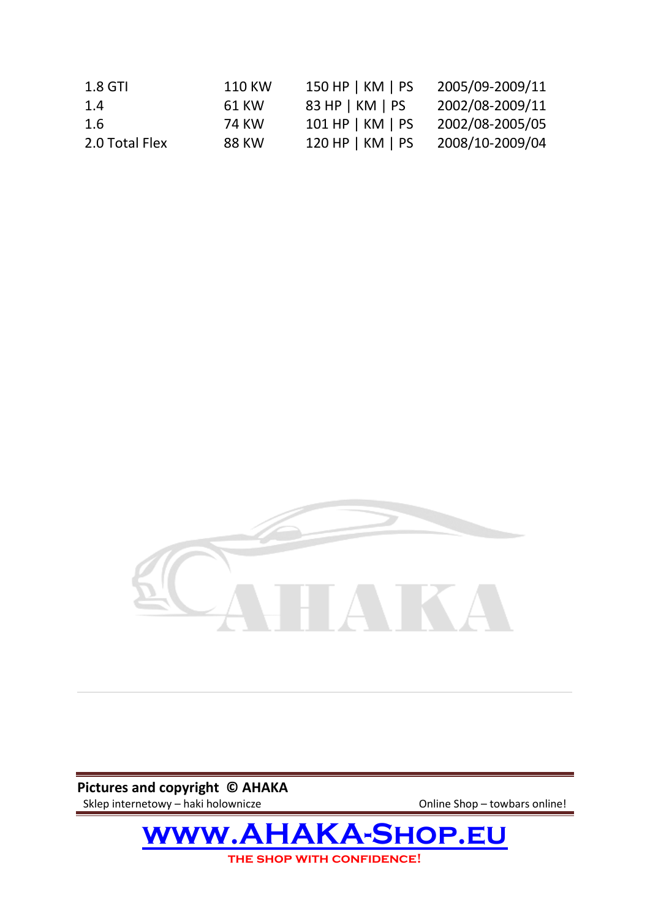| | | | |
|---|---|---|---|
| 1.8 GTI | 110 KW | 150 HP \| KM \| PS | 2005/09-2009/11 |
| 1.4 | 61 KW | 83 HP \| KM \| PS | 2002/08-2009/11 |
| 1.6 | 74 KW | 101 HP \| KM \| PS | 2002/08-2005/05 |
| 2.0 Total Flex | 88 KW | 120 HP \| KM \| PS | 2008/10-2009/04 |